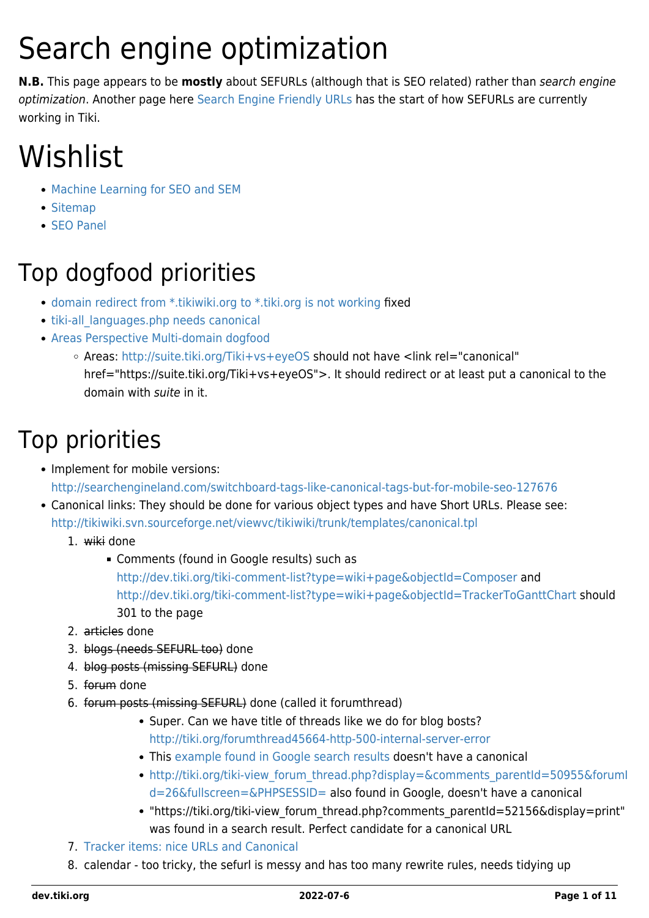# Search engine optimization

**N.B.** This page appears to be **mostly** about SEFURLs (although that is SEO related) rather than *search engine optimization*. Another page here Search Engine Friendly URLs has the start of how SEFURLs are currently working in Tiki.

# Wishlist

- Machine Learning for SEO and SEM
- Sitemap
- SEO Panel

## Top dogfood priorities

- domain redirect from *.tikiwiki.org to *.tiki.org is not working fixed
- tiki-all_languages.php needs canonical
- Areas Perspective Multi-domain dogfood
  - Areas: http://suite.tiki.org/Tiki+vs+eyeOS should not have <link rel="canonical" href="https://suite.tiki.org/Tiki+vs+eyeOS">. It should redirect or at least put a canonical to the domain with *suite* in it.

## Top priorities

- Implement for mobile versions: http://searchengineland.com/switchboard-tags-like-canonical-tags-but-for-mobile-seo-127676
- Canonical links: They should be done for various object types and have Short URLs. Please see: http://tikiwiki.svn.sourceforge.net/viewvc/tikiwiki/trunk/templates/canonical.tpl
  1. ~~wiki~~ done
     - Comments (found in Google results) such as http://dev.tiki.org/tiki-comment-list?type=wiki+page&objectId=Composer and http://dev.tiki.org/tiki-comment-list?type=wiki+page&objectId=TrackerToGanttChart should 301 to the page
  2. ~~articles~~ done
  3. ~~blogs (needs SEFURL too)~~ done
  4. ~~blog posts (missing SEFURL)~~ done
  5. ~~forum~~ done
  6. ~~forum posts (missing SEFURL)~~ done (called it forumthread)
     - Super. Can we have title of threads like we do for blog bosts? http://tiki.org/forumthread45664-http-500-internal-server-error
     - This example found in Google search results doesn't have a canonical
     - http://tiki.org/tiki-view_forum_thread.php?display=&comments_parentId=50955&forumId=26&fullscreen=&PHPSESSID= also found in Google, doesn't have a canonical
     - "https://tiki.org/tiki-view_forum_thread.php?comments_parentId=52156&display=print" was found in a search result. Perfect candidate for a canonical URL
  7. Tracker items: nice URLs and Canonical
  8. calendar - too tricky, the sefurl is messy and has too many rewrite rules, needs tidying up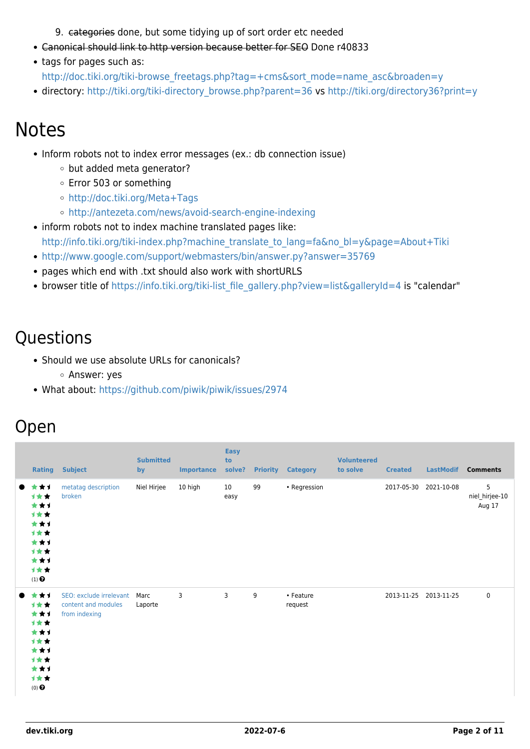9. ~~categories~~ done, but some tidying up of sort order etc needed

- ~~Canonical should link to http version because better for SEO~~ Done r40833
- tags for pages such as: http://doc.tiki.org/tiki-browse_freetags.php?tag=+cms&sort_mode=name_asc&broaden=y
- directory: http://tiki.org/tiki-directory_browse.php?parent=36 vs http://tiki.org/directory36?print=y

# Notes

- Inform robots not to index error messages (ex.: db connection issue)
  - but added meta generator?
  - Error 503 or something
  - http://doc.tiki.org/Meta+Tags
  - http://antezeta.com/news/avoid-search-engine-indexing
- inform robots not to index machine translated pages like: http://info.tiki.org/tiki-index.php?machine_translate_to_lang=fa&no_bl=y&page=About+Tiki
- http://www.google.com/support/webmasters/bin/answer.py?answer=35769
- pages which end with .txt should also work with shortURLS
- browser title of https://info.tiki.org/tiki-list_file_gallery.php?view=list&galleryId=4 is "calendar"

# Questions

- Should we use absolute URLs for canonicals?
  - Answer: yes
- What about: https://github.com/piwik/piwik/issues/2974

# Open

| | Rating | Subject | Submitted by | Importance | Easy to solve? | Priority | Category | Volunteered to solve | Created | LastModif | Comments |
|---|---|---|---|---|---|---|---|---|---|---|---|
| ● | (1) | metatag description broken | Niel Hirjee | 10 high | 10 easy | 99 | • Regression | | 2017-05-30 | 2021-10-08 | 5 niel_hirjee-10 Aug 17 |
| ● | (0) | SEO: exclude irrelevant content and modules from indexing | Marc Laporte | 3 | 3 | 9 | • Feature request | | 2013-11-25 | 2013-11-25 | 0 |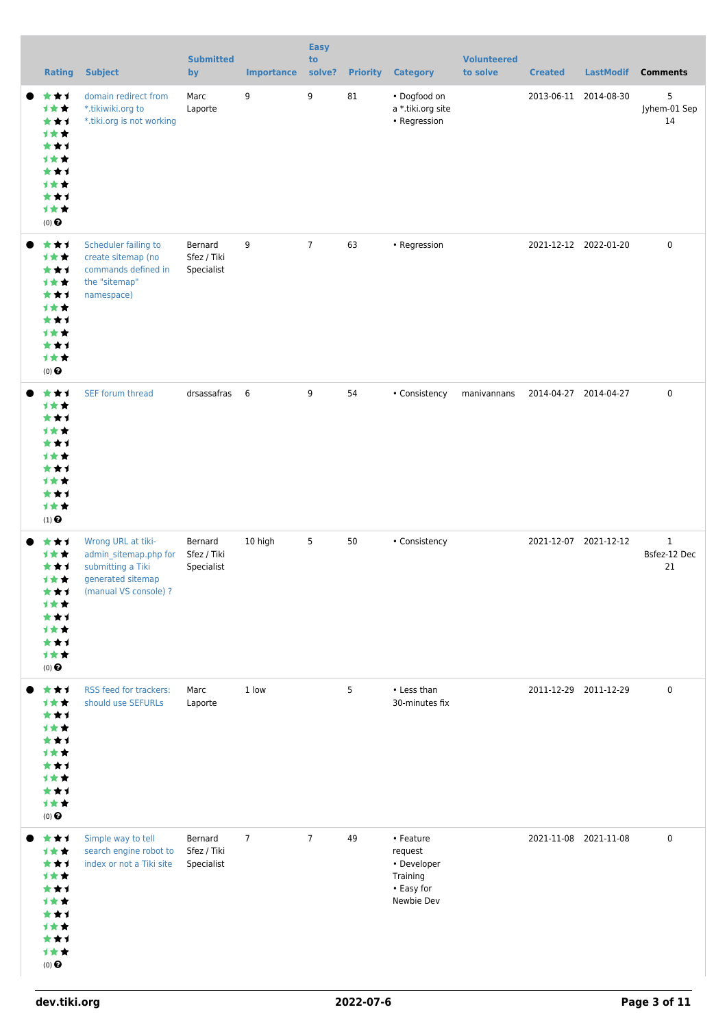| | Rating | Subject | Submitted by | Importance | Easy to solve? | Priority | Category | Volunteered to solve | Created | LastModif | Comments |
|---|---|---|---|---|---|---|---|---|---|---|---|
| ● | (0) | domain redirect from *.tikiwiki.org to *.tiki.org is not working | Marc Laporte | 9 | 9 | 81 | • Dogfood on a *.tiki.org site • Regression | | 2013-06-11 | 2014-08-30 | 5 Jyhem-01 Sep 14 |
| ● | (0) | Scheduler failing to create sitemap (no commands defined in the "sitemap" namespace) | Bernard Sfez / Tiki Specialist | 9 | 7 | 63 | • Regression | | 2021-12-12 | 2022-01-20 | 0 |
| ● | (1) | SEF forum thread | drsassafras | 6 | 9 | 54 | • Consistency | manivannans | 2014-04-27 | 2014-04-27 | 0 |
| ● | (0) | Wrong URL at tiki-admin_sitemap.php for submitting a Tiki generated sitemap (manual VS console) ? | Bernard Sfez / Tiki Specialist | 10 high | 5 | 50 | • Consistency | | 2021-12-07 | 2021-12-12 | 1 Bsfez-12 Dec 21 |
| ● | (0) | RSS feed for trackers: should use SEFURLs | Marc Laporte | 1 low | | 5 | • Less than 30-minutes fix | | 2011-12-29 | 2011-12-29 | 0 |
| ● | (0) | Simple way to tell search engine robot to index or not a Tiki site | Bernard Sfez / Tiki Specialist | 7 | 7 | 49 | • Feature request • Developer Training • Easy for Newbie Dev | | 2021-11-08 | 2021-11-08 | 0 |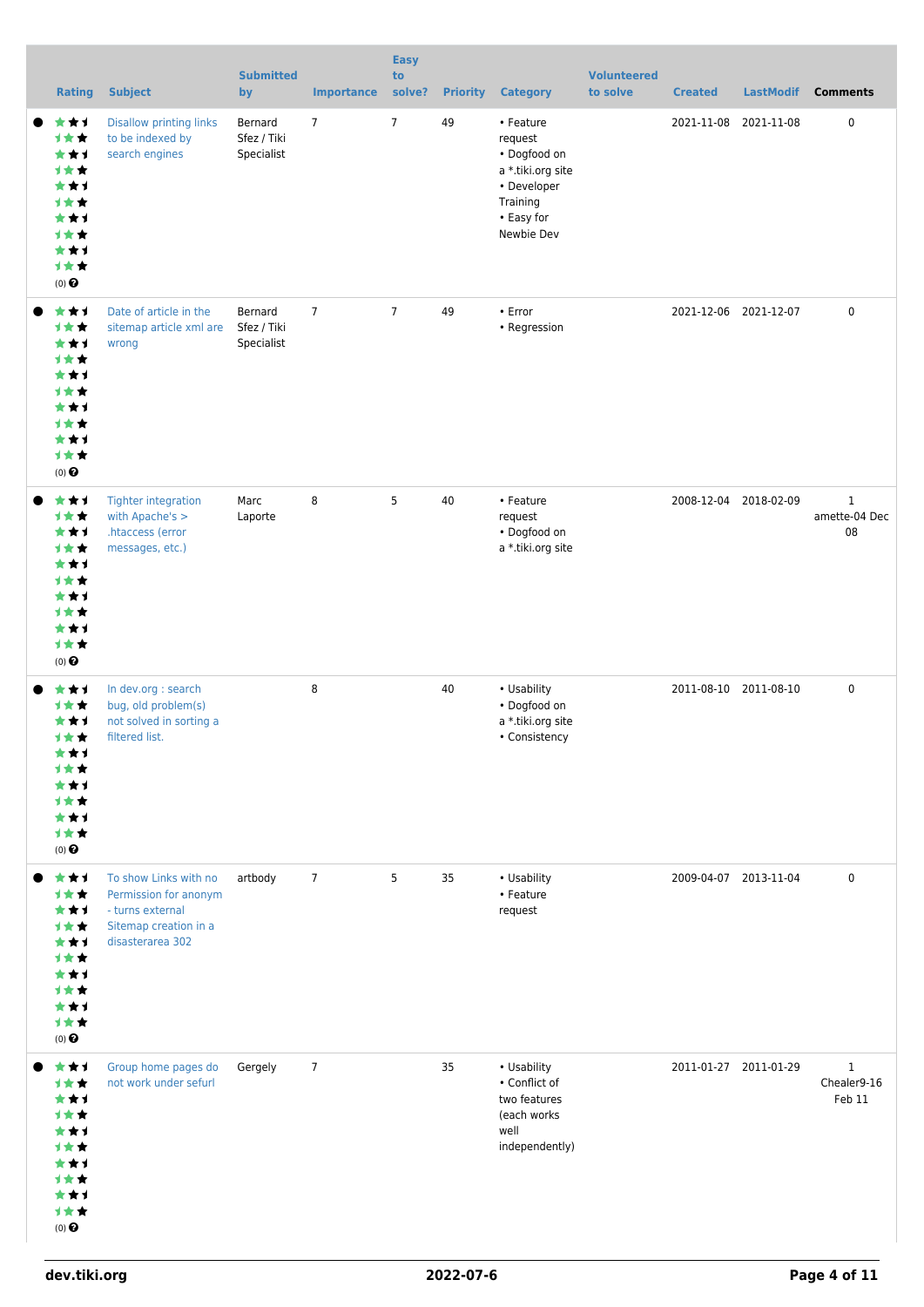| Rating | Subject | Submitted by | Importance | Easy to solve? | Priority | Category | Volunteered to solve | Created | LastModif | Comments |
|---|---|---|---|---|---|---|---|---|---|---|
| (0) | Disallow printing links to be indexed by search engines | Bernard Sfez / Tiki Specialist | 7 | 7 | 49 | • Feature request • Dogfood on a *.tiki.org site • Developer Training • Easy for Newbie Dev | | 2021-11-08 | 2021-11-08 | 0 |
| (0) | Date of article in the sitemap article xml are wrong | Bernard Sfez / Tiki Specialist | 7 | 7 | 49 | • Error • Regression | | 2021-12-06 | 2021-12-07 | 0 |
| (0) | Tighter integration with Apache's > .htaccess (error messages, etc.) | Marc Laporte | 8 | 5 | 40 | • Feature request • Dogfood on a *.tiki.org site | | 2008-12-04 | 2018-02-09 | 1 amette-04 Dec 08 |
| (0) | In dev.org : search bug, old problem(s) not solved in sorting a filtered list. | | 8 | | 40 | • Usability • Dogfood on a *.tiki.org site • Consistency | | 2011-08-10 | 2011-08-10 | 0 |
| (0) | To show Links with no Permission for anonym - turns external Sitemap creation in a disasterarea 302 | artbody | 7 | 5 | 35 | • Usability • Feature request | | 2009-04-07 | 2013-11-04 | 0 |
| (0) | Group home pages do not work under sefurl | Gergely | 7 | | 35 | • Usability • Conflict of two features (each works well independently) | | 2011-01-27 | 2011-01-29 | 1 Chealer9-16 Feb 11 |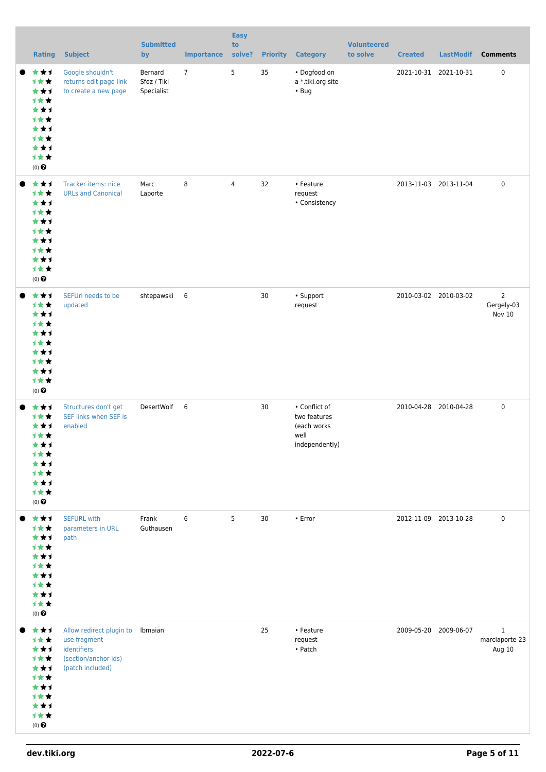| | Rating | Subject | Submitted by | Importance | Easy to solve? | Priority | Category | Volunteered to solve | Created | LastModif | Comments |
|---|---|---|---|---|---|---|---|---|---|---|---|
| ● | (0) | Google shouldn't returns edit page link to create a new page | Bernard Sfez / Tiki Specialist | 7 | 5 | 35 | • Dogfood on a *.tiki.org site<br>• Bug | | 2021-10-31 | 2021-10-31 | 0 |
| ● | (0) | Tracker items: nice URLs and Canonical | Marc Laporte | 8 | 4 | 32 | • Feature request<br>• Consistency | | 2013-11-03 | 2013-11-04 | 0 |
| ● | (0) | SEFUrl needs to be updated | shtepawski | 6 | | 30 | • Support request | | 2010-03-02 | 2010-03-02 | 2<br>Gergely-03 Nov 10 |
| ● | (0) | Structures don't get SEF links when SEF is enabled | DesertWolf | 6 | | 30 | • Conflict of two features (each works well independently) | | 2010-04-28 | 2010-04-28 | 0 |
| ● | (0) | SEFURL with parameters in URL path | Frank Guthausen | 6 | 5 | 30 | • Error | | 2012-11-09 | 2013-10-28 | 0 |
| ● | (0) | Allow redirect plugin to use fragment identifiers (section/anchor ids) (patch included) | lbmaian | | | 25 | • Feature request<br>• Patch | | 2009-05-20 | 2009-06-07 | 1<br>marclaporte-23 Aug 10 |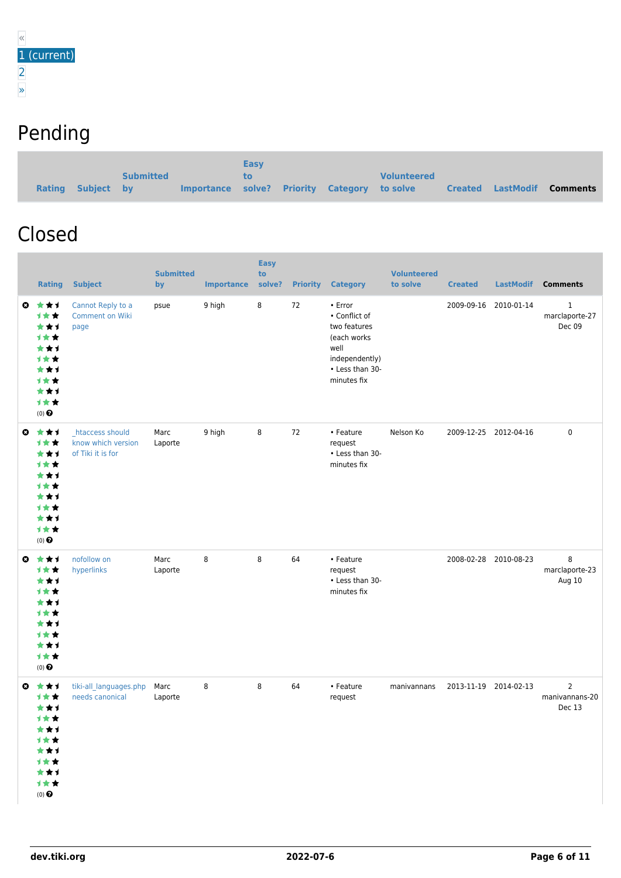«
1 (current)
2
»

# Pending

| Rating | Subject | Submitted by | Importance | Easy to solve? | Priority | Category | Volunteered to solve | Created | LastModif | Comments |
|---|---|---|---|---|---|---|---|---|---|---|

# Closed

| Rating | Subject | Submitted by | Importance | Easy to solve? | Priority | Category | Volunteered to solve | Created | LastModif | Comments |
|---|---|---|---|---|---|---|---|---|---|---|
| (0) | Cannot Reply to a Comment on Wiki page | psue | 9 high | 8 | 72 | • Error • Conflict of two features (each works well independently) • Less than 30-minutes fix | | 2009-09-16 | 2010-01-14 | 1 marclaporte-27 Dec 09 |
| (0) | _htaccess should know which version of Tiki it is for | Marc Laporte | 9 high | 8 | 72 | • Feature request • Less than 30-minutes fix | Nelson Ko | 2009-12-25 | 2012-04-16 | 0 |
| (0) | nofollow on hyperlinks | Marc Laporte | 8 | 8 | 64 | • Feature request • Less than 30-minutes fix | | 2008-02-28 | 2010-08-23 | 8 marclaporte-23 Aug 10 |
| (0) | tiki-all_languages.php needs canonical | Marc Laporte | 8 | 8 | 64 | • Feature request | manivannans | 2013-11-19 | 2014-02-13 | 2 manivannans-20 Dec 13 |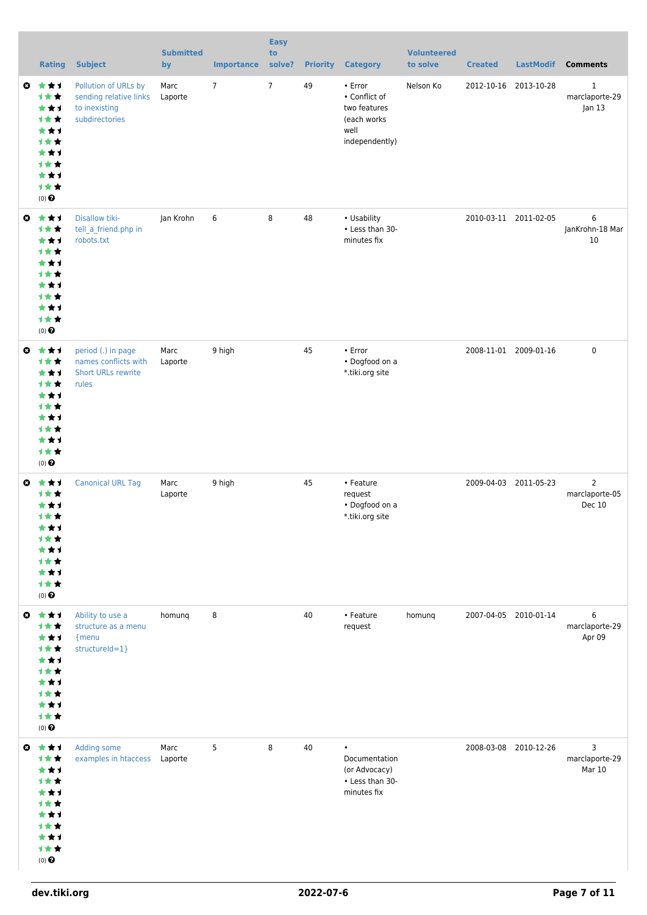| | Rating | Subject | Submitted by | Importance | Easy to solve? | Priority | Category | Volunteered to solve | Created | LastModif | Comments |
|---|---|---|---|---|---|---|---|---|---|---|---|
| | (0) | Pollution of URLs by sending relative links to inexisting subdirectories | Marc Laporte | 7 | 7 | 49 | • Error<br>• Conflict of two features (each works well independently) | Nelson Ko | 2012-10-16 | 2013-10-28 | 1 marclaporte-29 Jan 13 |
| | (0) | Disallow tiki-tell_a_friend.php in robots.txt | Jan Krohn | 6 | 8 | 48 | • Usability<br>• Less than 30-minutes fix | | 2010-03-11 | 2011-02-05 | 6 JanKrohn-18 Mar 10 |
| | (0) | period (.) in page names conflicts with Short URLs rewrite rules | Marc Laporte | 9 high | | 45 | • Error<br>• Dogfood on a *.tiki.org site | | 2008-11-01 | 2009-01-16 | 0 |
| | (0) | Canonical URL Tag | Marc Laporte | 9 high | | 45 | • Feature request<br>• Dogfood on a *.tiki.org site | | 2009-04-03 | 2011-05-23 | 2 marclaporte-05 Dec 10 |
| | (0) | Ability to use a structure as a menu {menu structureId=1} | homunq | 8 | | 40 | • Feature request | homunq | 2007-04-05 | 2010-01-14 | 6 marclaporte-29 Apr 09 |
| | (0) | Adding some examples in htaccess | Marc Laporte | 5 | 8 | 40 | • Documentation (or Advocacy)<br>• Less than 30-minutes fix | | 2008-03-08 | 2010-12-26 | 3 marclaporte-29 Mar 10 |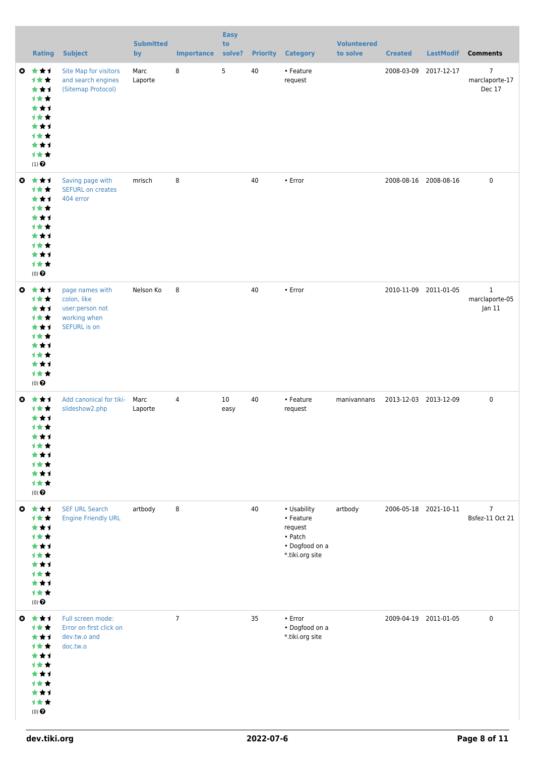| | Rating | Subject | Submitted by | Importance | Easy to solve? | Priority | Category | Volunteered to solve | Created | LastModif | Comments |
|---|---|---|---|---|---|---|---|---|---|---|---|
| | (1) | Site Map for visitors and search engines (Sitemap Protocol) | Marc Laporte | 8 | 5 | 40 | • Feature request | | 2008-03-09 | 2017-12-17 | 7 marclaporte-17 Dec 17 |
| | (0) | Saving page with SEFURL on creates 404 error | mrisch | 8 | | 40 | • Error | | 2008-08-16 | 2008-08-16 | 0 |
| | (0) | page names with colon, like user:person not working when SEFURL is on | Nelson Ko | 8 | | 40 | • Error | | 2010-11-09 | 2011-01-05 | 1 marclaporte-05 Jan 11 |
| | (0) | Add canonical for tiki-slideshow2.php | Marc Laporte | 4 | 10 easy | 40 | • Feature request | manivannans | 2013-12-03 | 2013-12-09 | 0 |
| | (0) | SEF URL Search Engine Friendly URL | artbody | 8 | | 40 | • Usability<br>• Feature request<br>• Patch<br>• Dogfood on a *.tiki.org site | artbody | 2006-05-18 | 2021-10-11 | 7 Bsfez-11 Oct 21 |
| | (0) | Full screen mode: Error on first click on dev.tw.o and doc.tw.o | | 7 | | 35 | • Error<br>• Dogfood on a *.tiki.org site | | 2009-04-19 | 2011-01-05 | 0 |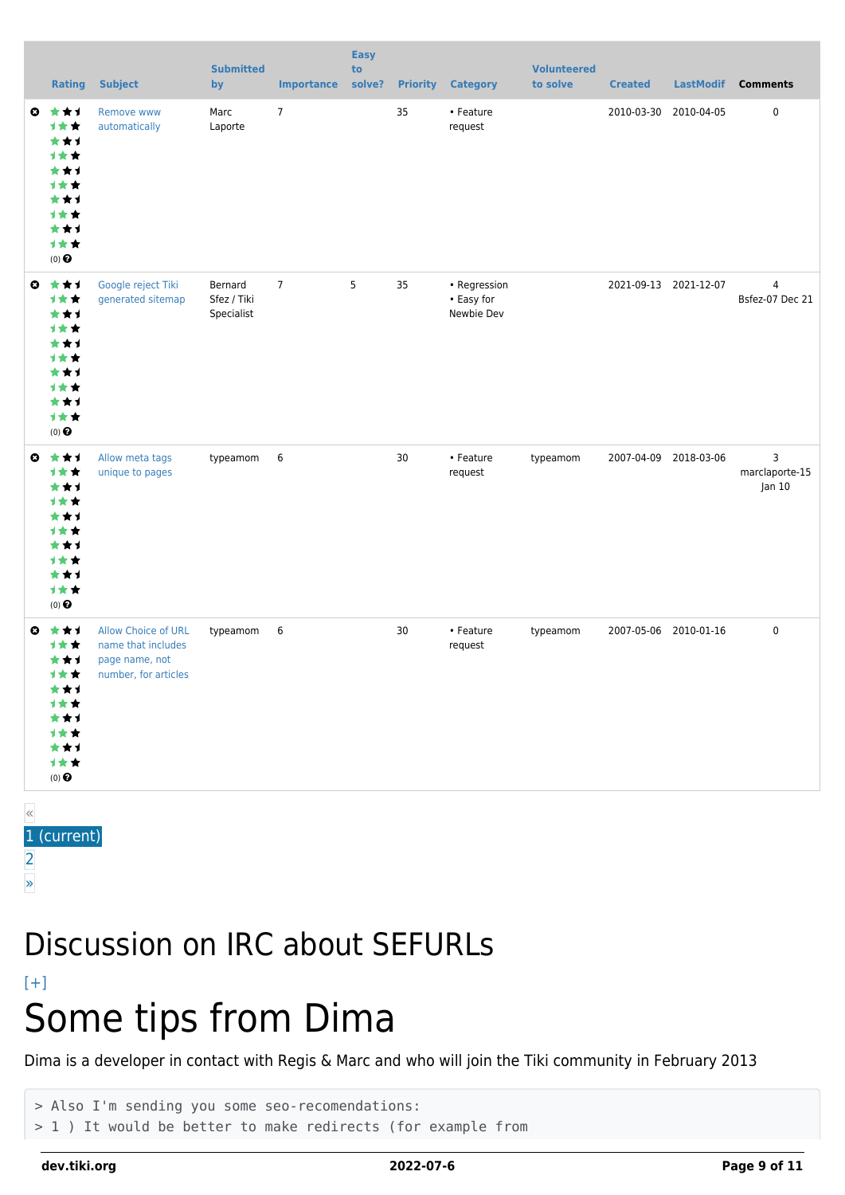| | Rating | Subject | Submitted by | Importance | Easy to solve? | Priority | Category | Volunteered to solve | Created | LastModif | Comments |
|---|---|---|---|---|---|---|---|---|---|---|---|
| | (0) | Remove www automatically | Marc Laporte | 7 | | 35 | • Feature request | | 2010-03-30 | 2010-04-05 | 0 |
| | (0) | Google reject Tiki generated sitemap | Bernard Sfez / Tiki Specialist | 7 | 5 | 35 | • Regression • Easy for Newbie Dev | | 2021-09-13 | 2021-12-07 | 4 Bsfez-07 Dec 21 |
| | (0) | Allow meta tags unique to pages | typeamom | 6 | | 30 | • Feature request | typeamom | 2007-04-09 | 2018-03-06 | 3 marclaporte-15 Jan 10 |
| | (0) | Allow Choice of URL name that includes page name, not number, for articles | typeamom | 6 | | 30 | • Feature request | typeamom | 2007-05-06 | 2010-01-16 | 0 |

«
1 (current)
2
»

# Discussion on IRC about SEFURLs

[+]

# Some tips from Dima

Dima is a developer in contact with Regis & Marc and who will join the Tiki community in February 2013

```
> Also I'm sending you some seo-recomendations:
> 1 ) It would be better to make redirects (for example from
```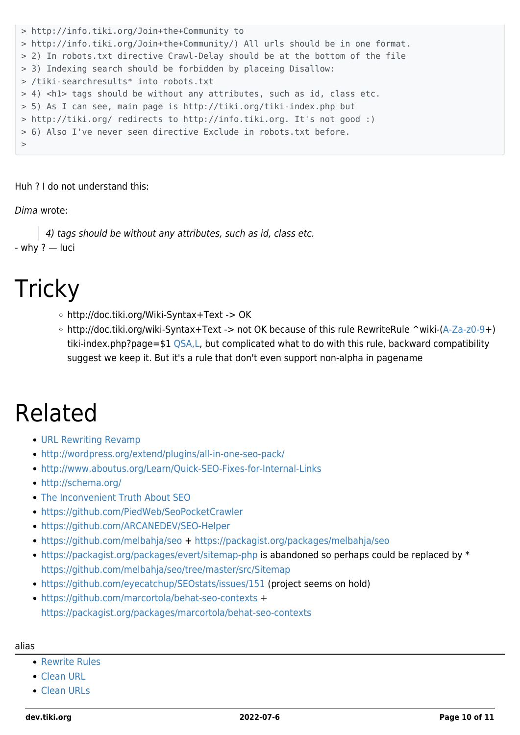```
> http://info.tiki.org/Join+the+Community to
> http://info.tiki.org/Join+the+Community/) All urls should be in one format.
> 2) In robots.txt directive Crawl-Delay should be at the bottom of the file
> 3) Indexing search should be forbidden by placeing Disallow:
> /tiki-searchresults* into robots.txt
> 4) <h1> tags should be without any attributes, such as id, class etc.
> 5) As I can see, main page is http://tiki.org/tiki-index.php but
> http://tiki.org/ redirects to http://info.tiki.org. It's not good :)
> 6) Also I've never seen directive Exclude in robots.txt before.
>
```

Huh ? I do not understand this:

*Dima* wrote:

> *4) tags should be without any attributes, such as id, class etc.*

- why ? — luci

# Tricky

- http://doc.tiki.org/Wiki-Syntax+Text -> OK
- http://doc.tiki.org/wiki-Syntax+Text -> not OK because of this rule RewriteRule ^wiki-(A-Za-z0-9+) tiki-index.php?page=$1 QSA,L, but complicated what to do with this rule, backward compatibility suggest we keep it. But it's a rule that don't even support non-alpha in pagename

# Related

- URL Rewriting Revamp
- http://wordpress.org/extend/plugins/all-in-one-seo-pack/
- http://www.aboutus.org/Learn/Quick-SEO-Fixes-for-Internal-Links
- http://schema.org/
- The Inconvenient Truth About SEO
- https://github.com/PiedWeb/SeoPocketCrawler
- https://github.com/ARCANEDEV/SEO-Helper
- https://github.com/melbahja/seo + https://packagist.org/packages/melbahja/seo
- https://packagist.org/packages/evert/sitemap-php is abandoned so perhaps could be replaced by * https://github.com/melbahja/seo/tree/master/src/Sitemap
- https://github.com/eyecatchup/SEOstats/issues/151 (project seems on hold)
- https://github.com/marcortola/behat-seo-contexts + https://packagist.org/packages/marcortola/behat-seo-contexts

alias

- Rewrite Rules
- Clean URL
- Clean URLs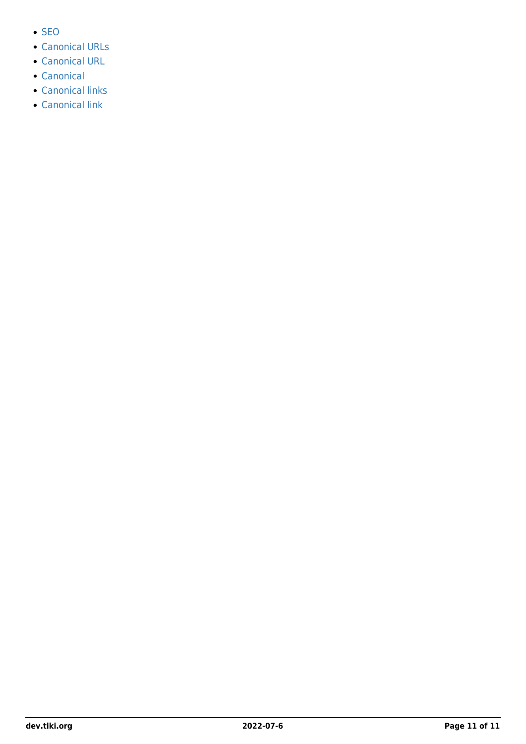- SEO
- Canonical URLs
- Canonical URL
- Canonical
- Canonical links
- Canonical link